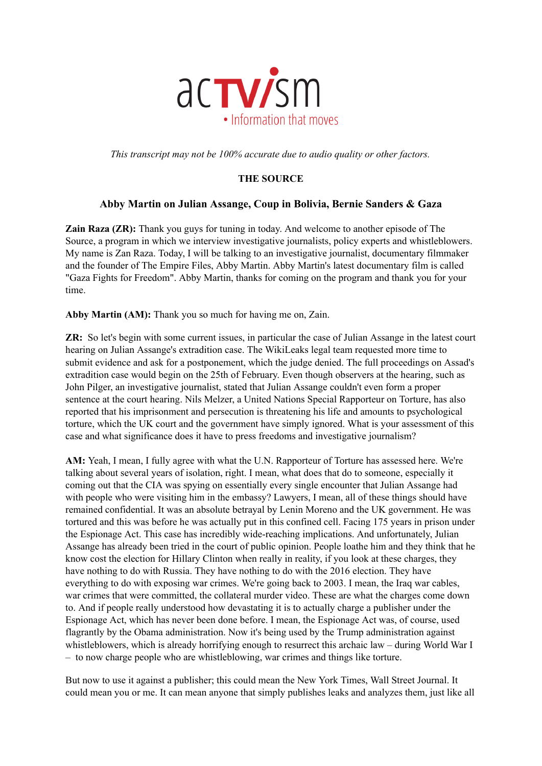acTV/sm
• Information that moves

*This transcript may not be 100% accurate due to audio quality or other factors.*

**THE SOURCE**

**Abby Martin on Julian Assange, Coup in Bolivia, Bernie Sanders & Gaza**

**Zain Raza (ZR):** Thank you guys for tuning in today. And welcome to another episode of The Source, a program in which we interview investigative journalists, policy experts and whistleblowers. My name is Zan Raza. Today, I will be talking to an investigative journalist, documentary filmmaker and the founder of The Empire Files, Abby Martin. Abby Martin's latest documentary film is called "Gaza Fights for Freedom". Abby Martin, thanks for coming on the program and thank you for your time.

**Abby Martin (AM):** Thank you so much for having me on, Zain.

**ZR:** So let's begin with some current issues, in particular the case of Julian Assange in the latest court hearing on Julian Assange's extradition case. The WikiLeaks legal team requested more time to submit evidence and ask for a postponement, which the judge denied. The full proceedings on Assad's extradition case would begin on the 25th of February. Even though observers at the hearing, such as John Pilger, an investigative journalist, stated that Julian Assange couldn't even form a proper sentence at the court hearing. Nils Melzer, a United Nations Special Rapporteur on Torture, has also reported that his imprisonment and persecution is threatening his life and amounts to psychological torture, which the UK court and the government have simply ignored. What is your assessment of this case and what significance does it have to press freedoms and investigative journalism?

**AM:** Yeah, I mean, I fully agree with what the U.N. Rapporteur of Torture has assessed here. We're talking about several years of isolation, right. I mean, what does that do to someone, especially it coming out that the CIA was spying on essentially every single encounter that Julian Assange had with people who were visiting him in the embassy? Lawyers, I mean, all of these things should have remained confidential. It was an absolute betrayal by Lenin Moreno and the UK government. He was tortured and this was before he was actually put in this confined cell. Facing 175 years in prison under the Espionage Act. This case has incredibly wide-reaching implications. And unfortunately, Julian Assange has already been tried in the court of public opinion. People loathe him and they think that he know cost the election for Hillary Clinton when really in reality, if you look at these charges, they have nothing to do with Russia. They have nothing to do with the 2016 election. They have everything to do with exposing war crimes. We're going back to 2003. I mean, the Iraq war cables, war crimes that were committed, the collateral murder video. These are what the charges come down to. And if people really understood how devastating it is to actually charge a publisher under the Espionage Act, which has never been done before. I mean, the Espionage Act was, of course, used flagrantly by the Obama administration. Now it's being used by the Trump administration against whistleblowers, which is already horrifying enough to resurrect this archaic law – during World War I – to now charge people who are whistleblowing, war crimes and things like torture.

But now to use it against a publisher; this could mean the New York Times, Wall Street Journal. It could mean you or me. It can mean anyone that simply publishes leaks and analyzes them, just like all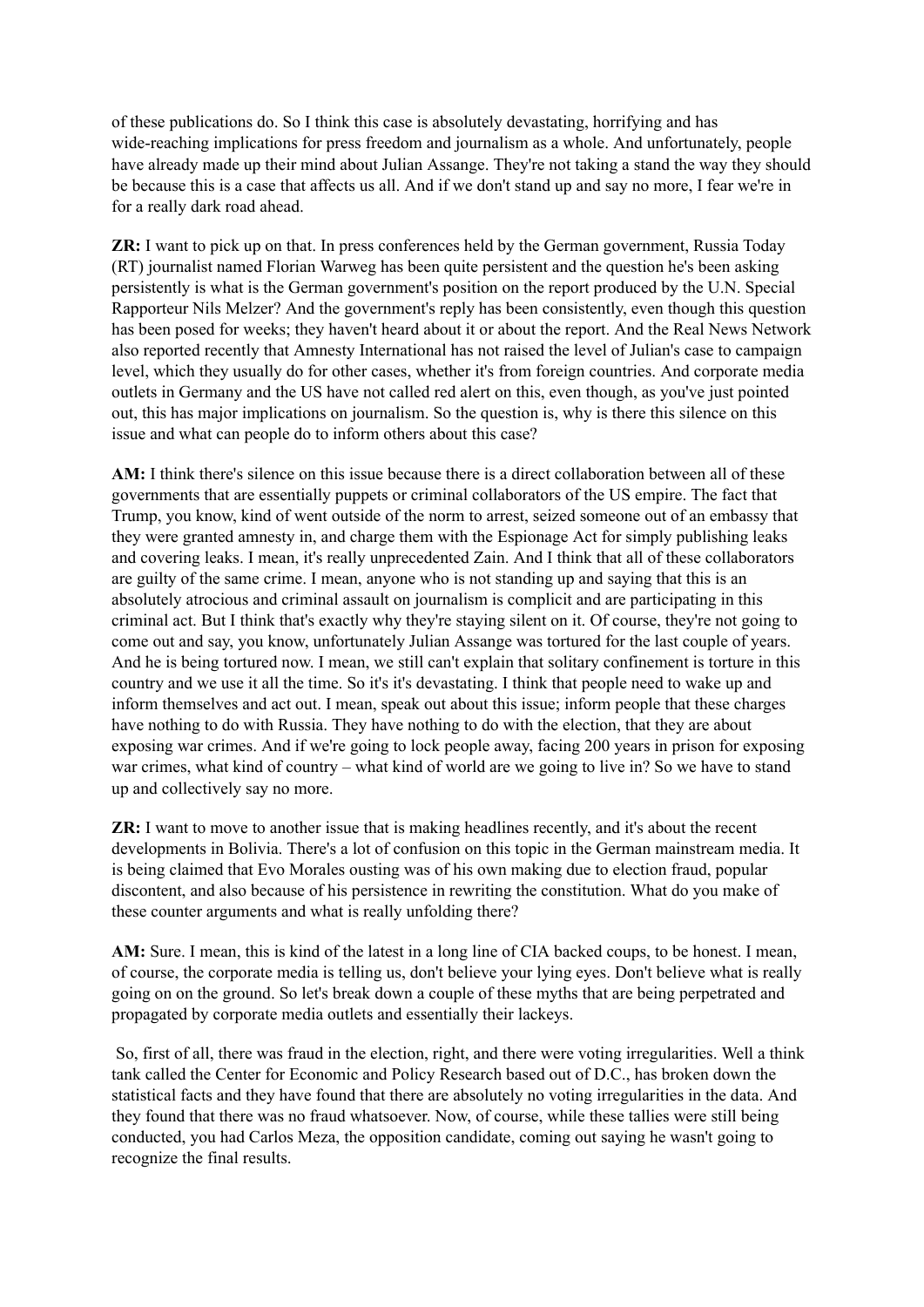of these publications do. So I think this case is absolutely devastating, horrifying and has wide-reaching implications for press freedom and journalism as a whole. And unfortunately, people have already made up their mind about Julian Assange. They're not taking a stand the way they should be because this is a case that affects us all. And if we don't stand up and say no more, I fear we're in for a really dark road ahead.

**ZR:** I want to pick up on that. In press conferences held by the German government, Russia Today (RT) journalist named Florian Warweg has been quite persistent and the question he's been asking persistently is what is the German government's position on the report produced by the U.N. Special Rapporteur Nils Melzer? And the government's reply has been consistently, even though this question has been posed for weeks; they haven't heard about it or about the report. And the Real News Network also reported recently that Amnesty International has not raised the level of Julian's case to campaign level, which they usually do for other cases, whether it's from foreign countries. And corporate media outlets in Germany and the US have not called red alert on this, even though, as you've just pointed out, this has major implications on journalism. So the question is, why is there this silence on this issue and what can people do to inform others about this case?

**AM:** I think there's silence on this issue because there is a direct collaboration between all of these governments that are essentially puppets or criminal collaborators of the US empire. The fact that Trump, you know, kind of went outside of the norm to arrest, seized someone out of an embassy that they were granted amnesty in, and charge them with the Espionage Act for simply publishing leaks and covering leaks. I mean, it's really unprecedented Zain. And I think that all of these collaborators are guilty of the same crime. I mean, anyone who is not standing up and saying that this is an absolutely atrocious and criminal assault on journalism is complicit and are participating in this criminal act. But I think that's exactly why they're staying silent on it. Of course, they're not going to come out and say, you know, unfortunately Julian Assange was tortured for the last couple of years. And he is being tortured now. I mean, we still can't explain that solitary confinement is torture in this country and we use it all the time. So it's it's devastating. I think that people need to wake up and inform themselves and act out. I mean, speak out about this issue; inform people that these charges have nothing to do with Russia. They have nothing to do with the election, that they are about exposing war crimes. And if we're going to lock people away, facing 200 years in prison for exposing war crimes, what kind of country – what kind of world are we going to live in? So we have to stand up and collectively say no more.

**ZR:** I want to move to another issue that is making headlines recently, and it's about the recent developments in Bolivia. There's a lot of confusion on this topic in the German mainstream media. It is being claimed that Evo Morales ousting was of his own making due to election fraud, popular discontent, and also because of his persistence in rewriting the constitution. What do you make of these counter arguments and what is really unfolding there?

**AM:** Sure. I mean, this is kind of the latest in a long line of CIA backed coups, to be honest. I mean, of course, the corporate media is telling us, don't believe your lying eyes. Don't believe what is really going on on the ground. So let's break down a couple of these myths that are being perpetrated and propagated by corporate media outlets and essentially their lackeys.

So, first of all, there was fraud in the election, right, and there were voting irregularities. Well a think tank called the Center for Economic and Policy Research based out of D.C., has broken down the statistical facts and they have found that there are absolutely no voting irregularities in the data. And they found that there was no fraud whatsoever. Now, of course, while these tallies were still being conducted, you had Carlos Meza, the opposition candidate, coming out saying he wasn't going to recognize the final results.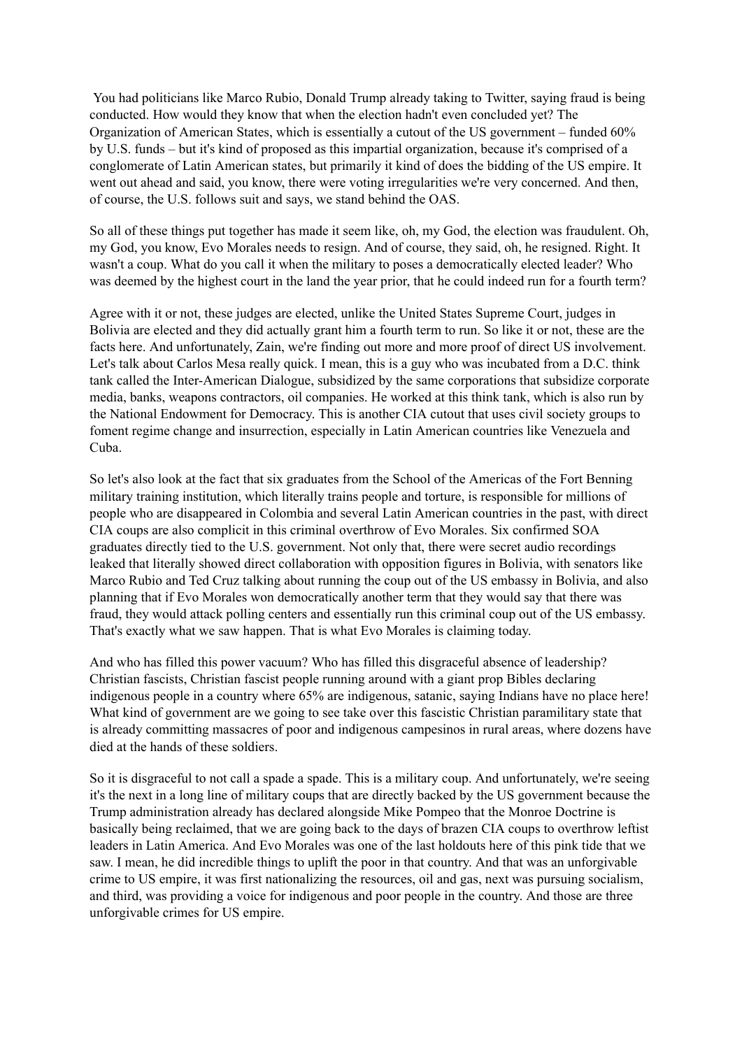You had politicians like Marco Rubio, Donald Trump already taking to Twitter, saying fraud is being conducted. How would they know that when the election hadn't even concluded yet? The Organization of American States, which is essentially a cutout of the US government – funded 60% by U.S. funds – but it's kind of proposed as this impartial organization, because it's comprised of a conglomerate of Latin American states, but primarily it kind of does the bidding of the US empire. It went out ahead and said, you know, there were voting irregularities we're very concerned. And then, of course, the U.S. follows suit and says, we stand behind the OAS.

So all of these things put together has made it seem like, oh, my God, the election was fraudulent. Oh, my God, you know, Evo Morales needs to resign. And of course, they said, oh, he resigned. Right. It wasn't a coup. What do you call it when the military to poses a democratically elected leader? Who was deemed by the highest court in the land the year prior, that he could indeed run for a fourth term?

Agree with it or not, these judges are elected, unlike the United States Supreme Court, judges in Bolivia are elected and they did actually grant him a fourth term to run. So like it or not, these are the facts here. And unfortunately, Zain, we're finding out more and more proof of direct US involvement. Let's talk about Carlos Mesa really quick. I mean, this is a guy who was incubated from a D.C. think tank called the Inter-American Dialogue, subsidized by the same corporations that subsidize corporate media, banks, weapons contractors, oil companies. He worked at this think tank, which is also run by the National Endowment for Democracy. This is another CIA cutout that uses civil society groups to foment regime change and insurrection, especially in Latin American countries like Venezuela and Cuba.

So let's also look at the fact that six graduates from the School of the Americas of the Fort Benning military training institution, which literally trains people and torture, is responsible for millions of people who are disappeared in Colombia and several Latin American countries in the past, with direct CIA coups are also complicit in this criminal overthrow of Evo Morales. Six confirmed SOA graduates directly tied to the U.S. government. Not only that, there were secret audio recordings leaked that literally showed direct collaboration with opposition figures in Bolivia, with senators like Marco Rubio and Ted Cruz talking about running the coup out of the US embassy in Bolivia, and also planning that if Evo Morales won democratically another term that they would say that there was fraud, they would attack polling centers and essentially run this criminal coup out of the US embassy. That's exactly what we saw happen. That is what Evo Morales is claiming today.

And who has filled this power vacuum? Who has filled this disgraceful absence of leadership? Christian fascists, Christian fascist people running around with a giant prop Bibles declaring indigenous people in a country where 65% are indigenous, satanic, saying Indians have no place here! What kind of government are we going to see take over this fascistic Christian paramilitary state that is already committing massacres of poor and indigenous campesinos in rural areas, where dozens have died at the hands of these soldiers.

So it is disgraceful to not call a spade a spade. This is a military coup. And unfortunately, we're seeing it's the next in a long line of military coups that are directly backed by the US government because the Trump administration already has declared alongside Mike Pompeo that the Monroe Doctrine is basically being reclaimed, that we are going back to the days of brazen CIA coups to overthrow leftist leaders in Latin America. And Evo Morales was one of the last holdouts here of this pink tide that we saw. I mean, he did incredible things to uplift the poor in that country. And that was an unforgivable crime to US empire, it was first nationalizing the resources, oil and gas, next was pursuing socialism, and third, was providing a voice for indigenous and poor people in the country. And those are three unforgivable crimes for US empire.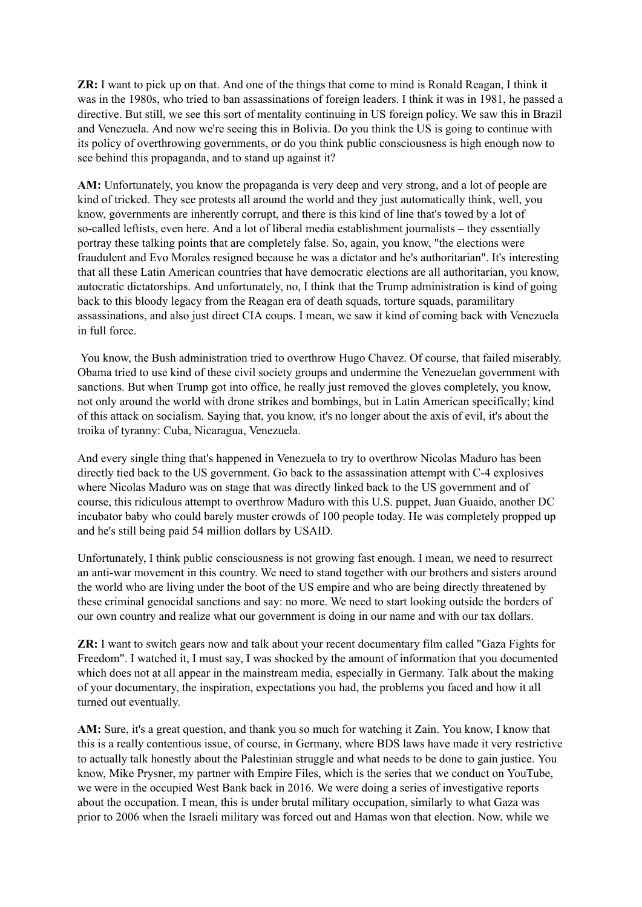**ZR:** I want to pick up on that. And one of the things that come to mind is Ronald Reagan, I think it was in the 1980s, who tried to ban assassinations of foreign leaders. I think it was in 1981, he passed a directive. But still, we see this sort of mentality continuing in US foreign policy. We saw this in Brazil and Venezuela. And now we're seeing this in Bolivia. Do you think the US is going to continue with its policy of overthrowing governments, or do you think public consciousness is high enough now to see behind this propaganda, and to stand up against it?

**AM:** Unfortunately, you know the propaganda is very deep and very strong, and a lot of people are kind of tricked. They see protests all around the world and they just automatically think, well, you know, governments are inherently corrupt, and there is this kind of line that's towed by a lot of so-called leftists, even here. And a lot of liberal media establishment journalists – they essentially portray these talking points that are completely false. So, again, you know, "the elections were fraudulent and Evo Morales resigned because he was a dictator and he's authoritarian". It's interesting that all these Latin American countries that have democratic elections are all authoritarian, you know, autocratic dictatorships. And unfortunately, no, I think that the Trump administration is kind of going back to this bloody legacy from the Reagan era of death squads, torture squads, paramilitary assassinations, and also just direct CIA coups. I mean, we saw it kind of coming back with Venezuela in full force.

You know, the Bush administration tried to overthrow Hugo Chavez. Of course, that failed miserably. Obama tried to use kind of these civil society groups and undermine the Venezuelan government with sanctions. But when Trump got into office, he really just removed the gloves completely, you know, not only around the world with drone strikes and bombings, but in Latin American specifically; kind of this attack on socialism. Saying that, you know, it's no longer about the axis of evil, it's about the troika of tyranny: Cuba, Nicaragua, Venezuela.

And every single thing that's happened in Venezuela to try to overthrow Nicolas Maduro has been directly tied back to the US government. Go back to the assassination attempt with C-4 explosives where Nicolas Maduro was on stage that was directly linked back to the US government and of course, this ridiculous attempt to overthrow Maduro with this U.S. puppet, Juan Guaido, another DC incubator baby who could barely muster crowds of 100 people today. He was completely propped up and he's still being paid 54 million dollars by USAID.

Unfortunately, I think public consciousness is not growing fast enough. I mean, we need to resurrect an anti-war movement in this country. We need to stand together with our brothers and sisters around the world who are living under the boot of the US empire and who are being directly threatened by these criminal genocidal sanctions and say: no more. We need to start looking outside the borders of our own country and realize what our government is doing in our name and with our tax dollars.

**ZR:** I want to switch gears now and talk about your recent documentary film called "Gaza Fights for Freedom". I watched it, I must say, I was shocked by the amount of information that you documented which does not at all appear in the mainstream media, especially in Germany. Talk about the making of your documentary, the inspiration, expectations you had, the problems you faced and how it all turned out eventually.

**AM:** Sure, it's a great question, and thank you so much for watching it Zain. You know, I know that this is a really contentious issue, of course, in Germany, where BDS laws have made it very restrictive to actually talk honestly about the Palestinian struggle and what needs to be done to gain justice. You know, Mike Prysner, my partner with Empire Files, which is the series that we conduct on YouTube, we were in the occupied West Bank back in 2016. We were doing a series of investigative reports about the occupation. I mean, this is under brutal military occupation, similarly to what Gaza was prior to 2006 when the Israeli military was forced out and Hamas won that election. Now, while we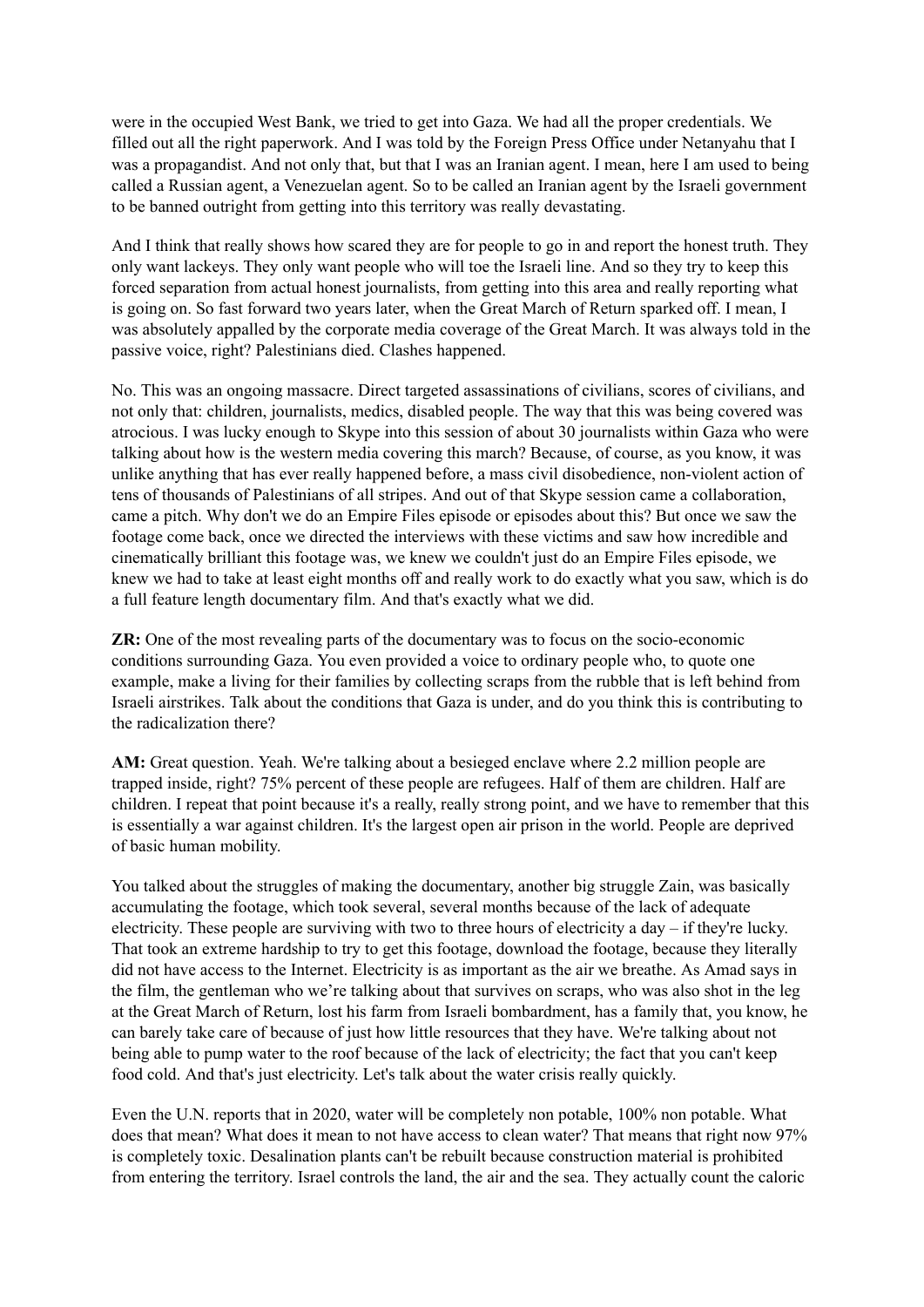were in the occupied West Bank, we tried to get into Gaza. We had all the proper credentials. We filled out all the right paperwork. And I was told by the Foreign Press Office under Netanyahu that I was a propagandist. And not only that, but that I was an Iranian agent. I mean, here I am used to being called a Russian agent, a Venezuelan agent. So to be called an Iranian agent by the Israeli government to be banned outright from getting into this territory was really devastating.

And I think that really shows how scared they are for people to go in and report the honest truth. They only want lackeys. They only want people who will toe the Israeli line. And so they try to keep this forced separation from actual honest journalists, from getting into this area and really reporting what is going on. So fast forward two years later, when the Great March of Return sparked off. I mean, I was absolutely appalled by the corporate media coverage of the Great March. It was always told in the passive voice, right? Palestinians died. Clashes happened.

No. This was an ongoing massacre. Direct targeted assassinations of civilians, scores of civilians, and not only that: children, journalists, medics, disabled people. The way that this was being covered was atrocious. I was lucky enough to Skype into this session of about 30 journalists within Gaza who were talking about how is the western media covering this march? Because, of course, as you know, it was unlike anything that has ever really happened before, a mass civil disobedience, non-violent action of tens of thousands of Palestinians of all stripes. And out of that Skype session came a collaboration, came a pitch. Why don't we do an Empire Files episode or episodes about this? But once we saw the footage come back, once we directed the interviews with these victims and saw how incredible and cinematically brilliant this footage was, we knew we couldn't just do an Empire Files episode, we knew we had to take at least eight months off and really work to do exactly what you saw, which is do a full feature length documentary film. And that's exactly what we did.

**ZR:** One of the most revealing parts of the documentary was to focus on the socio-economic conditions surrounding Gaza. You even provided a voice to ordinary people who, to quote one example, make a living for their families by collecting scraps from the rubble that is left behind from Israeli airstrikes. Talk about the conditions that Gaza is under, and do you think this is contributing to the radicalization there?

**AM:** Great question. Yeah. We're talking about a besieged enclave where 2.2 million people are trapped inside, right? 75% percent of these people are refugees. Half of them are children. Half are children. I repeat that point because it's a really, really strong point, and we have to remember that this is essentially a war against children. It's the largest open air prison in the world. People are deprived of basic human mobility.

You talked about the struggles of making the documentary, another big struggle Zain, was basically accumulating the footage, which took several, several months because of the lack of adequate electricity. These people are surviving with two to three hours of electricity a day – if they're lucky. That took an extreme hardship to try to get this footage, download the footage, because they literally did not have access to the Internet. Electricity is as important as the air we breathe. As Amad says in the film, the gentleman who we're talking about that survives on scraps, who was also shot in the leg at the Great March of Return, lost his farm from Israeli bombardment, has a family that, you know, he can barely take care of because of just how little resources that they have. We're talking about not being able to pump water to the roof because of the lack of electricity; the fact that you can't keep food cold. And that's just electricity. Let's talk about the water crisis really quickly.

Even the U.N. reports that in 2020, water will be completely non potable, 100% non potable. What does that mean? What does it mean to not have access to clean water? That means that right now 97% is completely toxic. Desalination plants can't be rebuilt because construction material is prohibited from entering the territory. Israel controls the land, the air and the sea. They actually count the caloric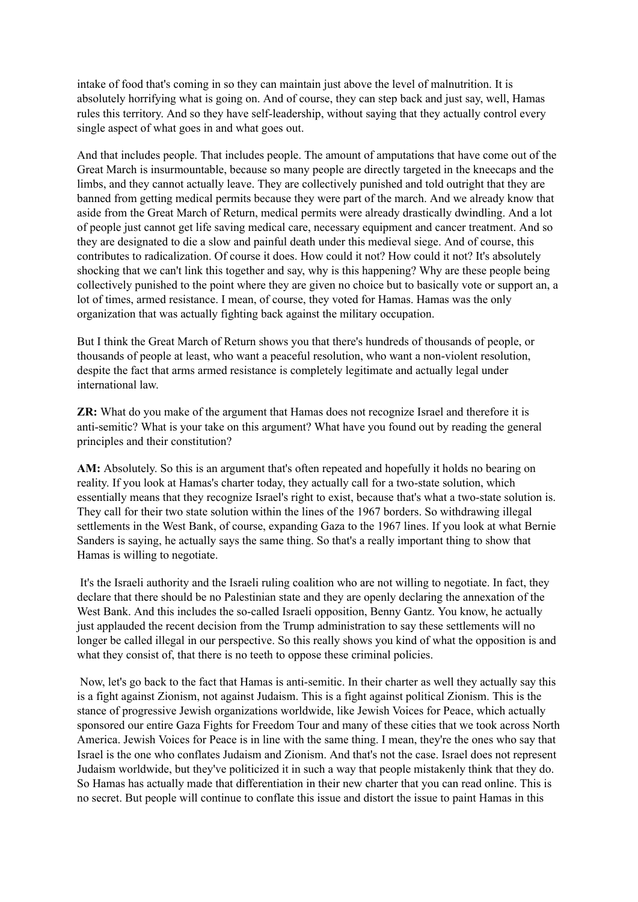intake of food that's coming in so they can maintain just above the level of malnutrition. It is absolutely horrifying what is going on. And of course, they can step back and just say, well, Hamas rules this territory. And so they have self-leadership, without saying that they actually control every single aspect of what goes in and what goes out.

And that includes people. That includes people. The amount of amputations that have come out of the Great March is insurmountable, because so many people are directly targeted in the kneecaps and the limbs, and they cannot actually leave. They are collectively punished and told outright that they are banned from getting medical permits because they were part of the march. And we already know that aside from the Great March of Return, medical permits were already drastically dwindling. And a lot of people just cannot get life saving medical care, necessary equipment and cancer treatment. And so they are designated to die a slow and painful death under this medieval siege. And of course, this contributes to radicalization. Of course it does. How could it not? How could it not? It's absolutely shocking that we can't link this together and say, why is this happening? Why are these people being collectively punished to the point where they are given no choice but to basically vote or support an, a lot of times, armed resistance. I mean, of course, they voted for Hamas. Hamas was the only organization that was actually fighting back against the military occupation.

But I think the Great March of Return shows you that there's hundreds of thousands of people, or thousands of people at least, who want a peaceful resolution, who want a non-violent resolution, despite the fact that arms armed resistance is completely legitimate and actually legal under international law.

**ZR:** What do you make of the argument that Hamas does not recognize Israel and therefore it is anti-semitic? What is your take on this argument? What have you found out by reading the general principles and their constitution?

**AM:** Absolutely. So this is an argument that's often repeated and hopefully it holds no bearing on reality. If you look at Hamas's charter today, they actually call for a two-state solution, which essentially means that they recognize Israel's right to exist, because that's what a two-state solution is. They call for their two state solution within the lines of the 1967 borders. So withdrawing illegal settlements in the West Bank, of course, expanding Gaza to the 1967 lines. If you look at what Bernie Sanders is saying, he actually says the same thing. So that's a really important thing to show that Hamas is willing to negotiate.

It's the Israeli authority and the Israeli ruling coalition who are not willing to negotiate. In fact, they declare that there should be no Palestinian state and they are openly declaring the annexation of the West Bank. And this includes the so-called Israeli opposition, Benny Gantz. You know, he actually just applauded the recent decision from the Trump administration to say these settlements will no longer be called illegal in our perspective. So this really shows you kind of what the opposition is and what they consist of, that there is no teeth to oppose these criminal policies.

Now, let's go back to the fact that Hamas is anti-semitic. In their charter as well they actually say this is a fight against Zionism, not against Judaism. This is a fight against political Zionism. This is the stance of progressive Jewish organizations worldwide, like Jewish Voices for Peace, which actually sponsored our entire Gaza Fights for Freedom Tour and many of these cities that we took across North America. Jewish Voices for Peace is in line with the same thing. I mean, they're the ones who say that Israel is the one who conflates Judaism and Zionism. And that's not the case. Israel does not represent Judaism worldwide, but they've politicized it in such a way that people mistakenly think that they do. So Hamas has actually made that differentiation in their new charter that you can read online. This is no secret. But people will continue to conflate this issue and distort the issue to paint Hamas in this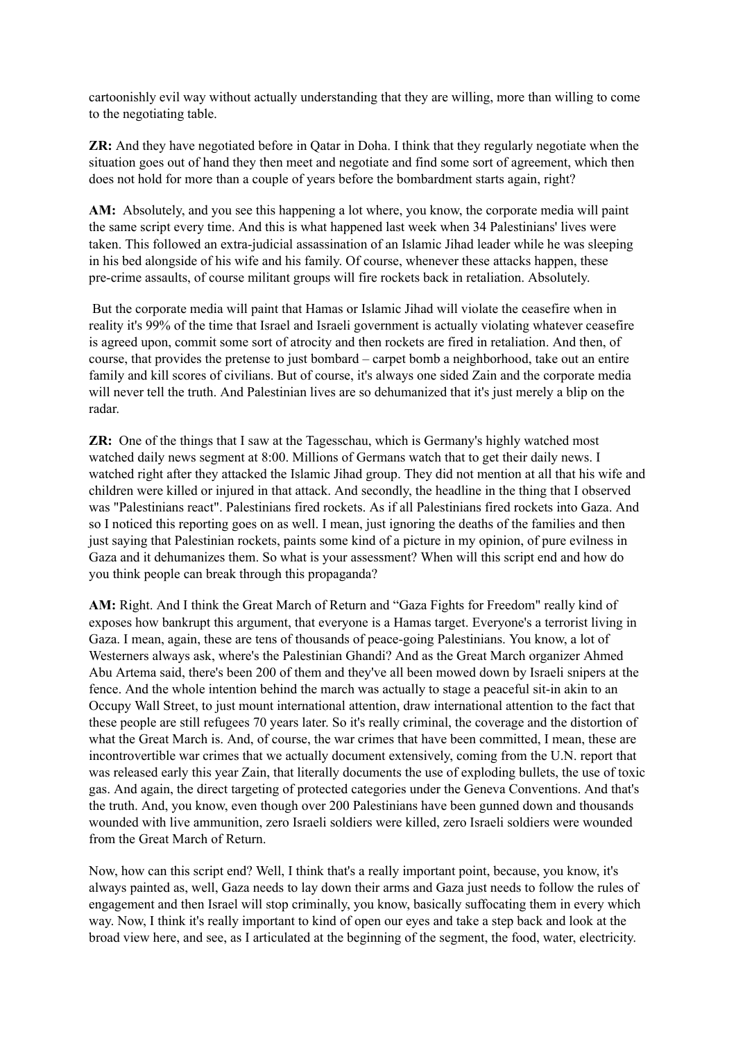cartoonishly evil way without actually understanding that they are willing, more than willing to come to the negotiating table.

**ZR:** And they have negotiated before in Qatar in Doha. I think that they regularly negotiate when the situation goes out of hand they then meet and negotiate and find some sort of agreement, which then does not hold for more than a couple of years before the bombardment starts again, right?

**AM:** Absolutely, and you see this happening a lot where, you know, the corporate media will paint the same script every time. And this is what happened last week when 34 Palestinians' lives were taken. This followed an extra-judicial assassination of an Islamic Jihad leader while he was sleeping in his bed alongside of his wife and his family. Of course, whenever these attacks happen, these pre-crime assaults, of course militant groups will fire rockets back in retaliation. Absolutely.

But the corporate media will paint that Hamas or Islamic Jihad will violate the ceasefire when in reality it's 99% of the time that Israel and Israeli government is actually violating whatever ceasefire is agreed upon, commit some sort of atrocity and then rockets are fired in retaliation. And then, of course, that provides the pretense to just bombard – carpet bomb a neighborhood, take out an entire family and kill scores of civilians. But of course, it's always one sided Zain and the corporate media will never tell the truth. And Palestinian lives are so dehumanized that it's just merely a blip on the radar.

**ZR:** One of the things that I saw at the Tagesschau, which is Germany's highly watched most watched daily news segment at 8:00. Millions of Germans watch that to get their daily news. I watched right after they attacked the Islamic Jihad group. They did not mention at all that his wife and children were killed or injured in that attack. And secondly, the headline in the thing that I observed was "Palestinians react". Palestinians fired rockets. As if all Palestinians fired rockets into Gaza. And so I noticed this reporting goes on as well. I mean, just ignoring the deaths of the families and then just saying that Palestinian rockets, paints some kind of a picture in my opinion, of pure evilness in Gaza and it dehumanizes them. So what is your assessment? When will this script end and how do you think people can break through this propaganda?

**AM:** Right. And I think the Great March of Return and "Gaza Fights for Freedom" really kind of exposes how bankrupt this argument, that everyone is a Hamas target. Everyone's a terrorist living in Gaza. I mean, again, these are tens of thousands of peace-going Palestinians. You know, a lot of Westerners always ask, where's the Palestinian Ghandi? And as the Great March organizer Ahmed Abu Artema said, there's been 200 of them and they've all been mowed down by Israeli snipers at the fence. And the whole intention behind the march was actually to stage a peaceful sit-in akin to an Occupy Wall Street, to just mount international attention, draw international attention to the fact that these people are still refugees 70 years later. So it's really criminal, the coverage and the distortion of what the Great March is. And, of course, the war crimes that have been committed, I mean, these are incontrovertible war crimes that we actually document extensively, coming from the U.N. report that was released early this year Zain, that literally documents the use of exploding bullets, the use of toxic gas. And again, the direct targeting of protected categories under the Geneva Conventions. And that's the truth. And, you know, even though over 200 Palestinians have been gunned down and thousands wounded with live ammunition, zero Israeli soldiers were killed, zero Israeli soldiers were wounded from the Great March of Return.

Now, how can this script end? Well, I think that's a really important point, because, you know, it's always painted as, well, Gaza needs to lay down their arms and Gaza just needs to follow the rules of engagement and then Israel will stop criminally, you know, basically suffocating them in every which way. Now, I think it's really important to kind of open our eyes and take a step back and look at the broad view here, and see, as I articulated at the beginning of the segment, the food, water, electricity.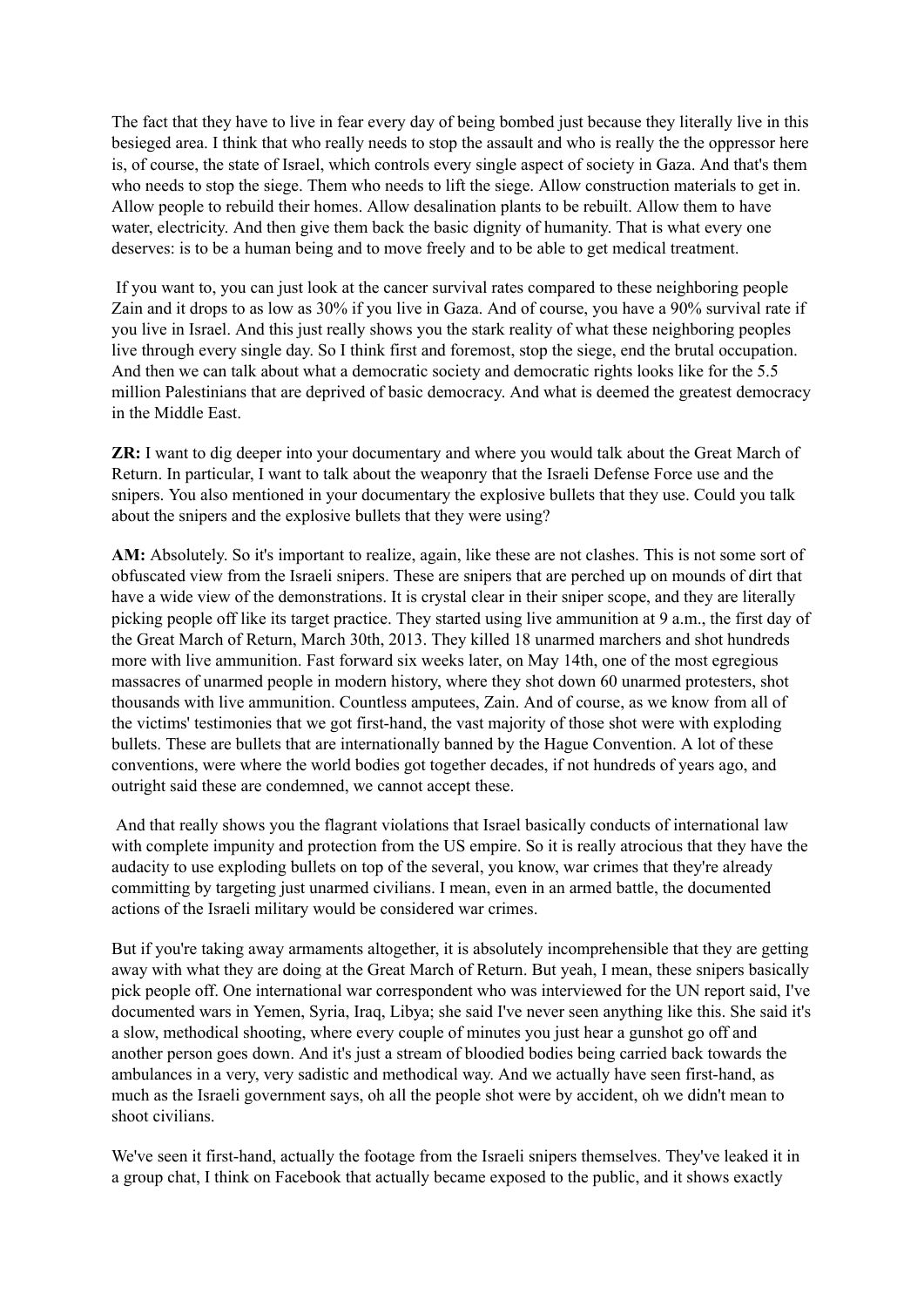The fact that they have to live in fear every day of being bombed just because they literally live in this besieged area. I think that who really needs to stop the assault and who is really the the oppressor here is, of course, the state of Israel, which controls every single aspect of society in Gaza. And that's them who needs to stop the siege. Them who needs to lift the siege. Allow construction materials to get in. Allow people to rebuild their homes. Allow desalination plants to be rebuilt. Allow them to have water, electricity. And then give them back the basic dignity of humanity. That is what every one deserves: is to be a human being and to move freely and to be able to get medical treatment.

If you want to, you can just look at the cancer survival rates compared to these neighboring people Zain and it drops to as low as 30% if you live in Gaza. And of course, you have a 90% survival rate if you live in Israel. And this just really shows you the stark reality of what these neighboring peoples live through every single day. So I think first and foremost, stop the siege, end the brutal occupation. And then we can talk about what a democratic society and democratic rights looks like for the 5.5 million Palestinians that are deprived of basic democracy. And what is deemed the greatest democracy in the Middle East.

**ZR:** I want to dig deeper into your documentary and where you would talk about the Great March of Return. In particular, I want to talk about the weaponry that the Israeli Defense Force use and the snipers. You also mentioned in your documentary the explosive bullets that they use. Could you talk about the snipers and the explosive bullets that they were using?

**AM:** Absolutely. So it's important to realize, again, like these are not clashes. This is not some sort of obfuscated view from the Israeli snipers. These are snipers that are perched up on mounds of dirt that have a wide view of the demonstrations. It is crystal clear in their sniper scope, and they are literally picking people off like its target practice. They started using live ammunition at 9 a.m., the first day of the Great March of Return, March 30th, 2013. They killed 18 unarmed marchers and shot hundreds more with live ammunition. Fast forward six weeks later, on May 14th, one of the most egregious massacres of unarmed people in modern history, where they shot down 60 unarmed protesters, shot thousands with live ammunition. Countless amputees, Zain. And of course, as we know from all of the victims' testimonies that we got first-hand, the vast majority of those shot were with exploding bullets. These are bullets that are internationally banned by the Hague Convention. A lot of these conventions, were where the world bodies got together decades, if not hundreds of years ago, and outright said these are condemned, we cannot accept these.

And that really shows you the flagrant violations that Israel basically conducts of international law with complete impunity and protection from the US empire. So it is really atrocious that they have the audacity to use exploding bullets on top of the several, you know, war crimes that they're already committing by targeting just unarmed civilians. I mean, even in an armed battle, the documented actions of the Israeli military would be considered war crimes.

But if you're taking away armaments altogether, it is absolutely incomprehensible that they are getting away with what they are doing at the Great March of Return. But yeah, I mean, these snipers basically pick people off. One international war correspondent who was interviewed for the UN report said, I've documented wars in Yemen, Syria, Iraq, Libya; she said I've never seen anything like this. She said it's a slow, methodical shooting, where every couple of minutes you just hear a gunshot go off and another person goes down. And it's just a stream of bloodied bodies being carried back towards the ambulances in a very, very sadistic and methodical way. And we actually have seen first-hand, as much as the Israeli government says, oh all the people shot were by accident, oh we didn't mean to shoot civilians.

We've seen it first-hand, actually the footage from the Israeli snipers themselves. They've leaked it in a group chat, I think on Facebook that actually became exposed to the public, and it shows exactly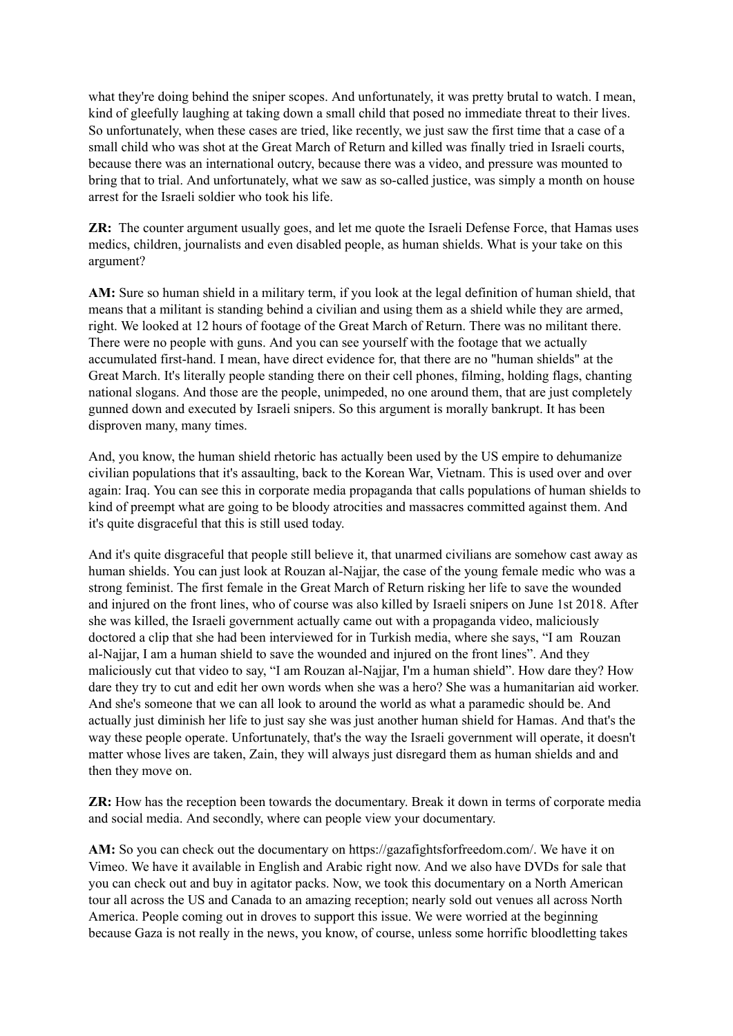what they're doing behind the sniper scopes. And unfortunately, it was pretty brutal to watch. I mean, kind of gleefully laughing at taking down a small child that posed no immediate threat to their lives. So unfortunately, when these cases are tried, like recently, we just saw the first time that a case of a small child who was shot at the Great March of Return and killed was finally tried in Israeli courts, because there was an international outcry, because there was a video, and pressure was mounted to bring that to trial. And unfortunately, what we saw as so-called justice, was simply a month on house arrest for the Israeli soldier who took his life.

**ZR:** The counter argument usually goes, and let me quote the Israeli Defense Force, that Hamas uses medics, children, journalists and even disabled people, as human shields. What is your take on this argument?

**AM:** Sure so human shield in a military term, if you look at the legal definition of human shield, that means that a militant is standing behind a civilian and using them as a shield while they are armed, right. We looked at 12 hours of footage of the Great March of Return. There was no militant there. There were no people with guns. And you can see yourself with the footage that we actually accumulated first-hand. I mean, have direct evidence for, that there are no "human shields" at the Great March. It's literally people standing there on their cell phones, filming, holding flags, chanting national slogans. And those are the people, unimpeded, no one around them, that are just completely gunned down and executed by Israeli snipers. So this argument is morally bankrupt. It has been disproven many, many times.

And, you know, the human shield rhetoric has actually been used by the US empire to dehumanize civilian populations that it's assaulting, back to the Korean War, Vietnam. This is used over and over again: Iraq. You can see this in corporate media propaganda that calls populations of human shields to kind of preempt what are going to be bloody atrocities and massacres committed against them. And it's quite disgraceful that this is still used today.

And it's quite disgraceful that people still believe it, that unarmed civilians are somehow cast away as human shields. You can just look at Rouzan al-Najjar, the case of the young female medic who was a strong feminist. The first female in the Great March of Return risking her life to save the wounded and injured on the front lines, who of course was also killed by Israeli snipers on June 1st 2018. After she was killed, the Israeli government actually came out with a propaganda video, maliciously doctored a clip that she had been interviewed for in Turkish media, where she says, "I am Rouzan al-Najjar, I am a human shield to save the wounded and injured on the front lines". And they maliciously cut that video to say, "I am Rouzan al-Najjar, I'm a human shield". How dare they? How dare they try to cut and edit her own words when she was a hero? She was a humanitarian aid worker. And she's someone that we can all look to around the world as what a paramedic should be. And actually just diminish her life to just say she was just another human shield for Hamas. And that's the way these people operate. Unfortunately, that's the way the Israeli government will operate, it doesn't matter whose lives are taken, Zain, they will always just disregard them as human shields and and then they move on.

**ZR:** How has the reception been towards the documentary. Break it down in terms of corporate media and social media. And secondly, where can people view your documentary.

**AM:** So you can check out the documentary on https://gazafightsforfreedom.com/. We have it on Vimeo. We have it available in English and Arabic right now. And we also have DVDs for sale that you can check out and buy in agitator packs. Now, we took this documentary on a North American tour all across the US and Canada to an amazing reception; nearly sold out venues all across North America. People coming out in droves to support this issue. We were worried at the beginning because Gaza is not really in the news, you know, of course, unless some horrific bloodletting takes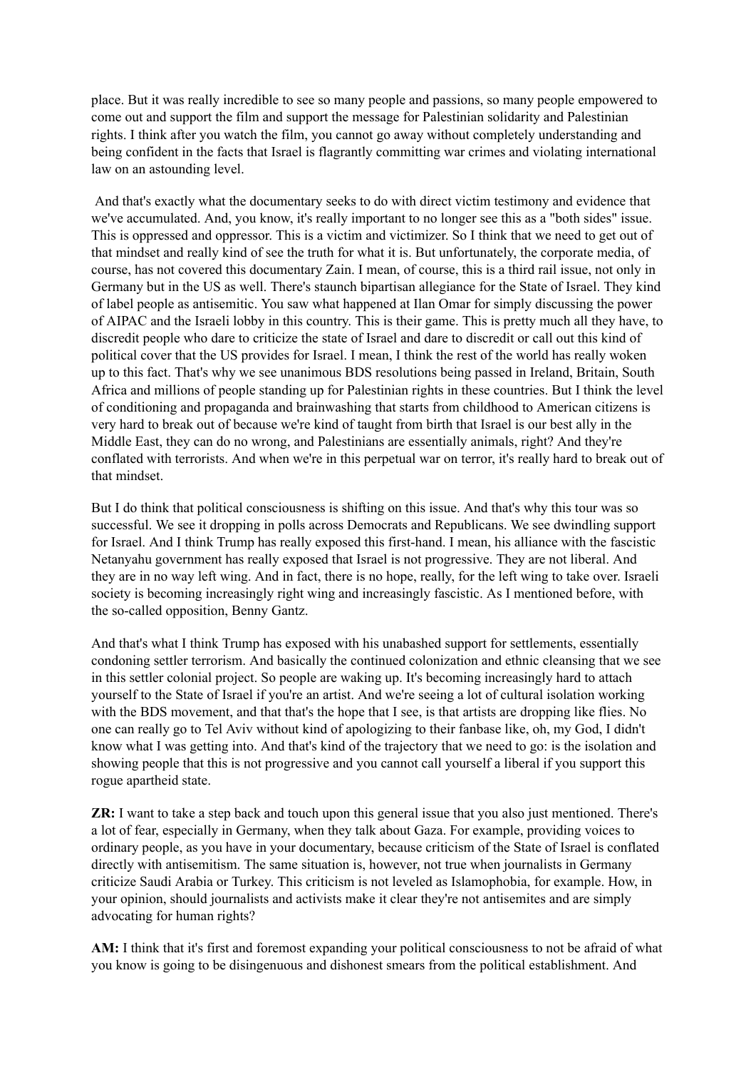place. But it was really incredible to see so many people and passions, so many people empowered to come out and support the film and support the message for Palestinian solidarity and Palestinian rights. I think after you watch the film, you cannot go away without completely understanding and being confident in the facts that Israel is flagrantly committing war crimes and violating international law on an astounding level.

And that's exactly what the documentary seeks to do with direct victim testimony and evidence that we've accumulated. And, you know, it's really important to no longer see this as a "both sides" issue. This is oppressed and oppressor. This is a victim and victimizer. So I think that we need to get out of that mindset and really kind of see the truth for what it is. But unfortunately, the corporate media, of course, has not covered this documentary Zain. I mean, of course, this is a third rail issue, not only in Germany but in the US as well. There's staunch bipartisan allegiance for the State of Israel. They kind of label people as antisemitic. You saw what happened at Ilan Omar for simply discussing the power of AIPAC and the Israeli lobby in this country. This is their game. This is pretty much all they have, to discredit people who dare to criticize the state of Israel and dare to discredit or call out this kind of political cover that the US provides for Israel. I mean, I think the rest of the world has really woken up to this fact. That's why we see unanimous BDS resolutions being passed in Ireland, Britain, South Africa and millions of people standing up for Palestinian rights in these countries. But I think the level of conditioning and propaganda and brainwashing that starts from childhood to American citizens is very hard to break out of because we're kind of taught from birth that Israel is our best ally in the Middle East, they can do no wrong, and Palestinians are essentially animals, right? And they're conflated with terrorists. And when we're in this perpetual war on terror, it's really hard to break out of that mindset.

But I do think that political consciousness is shifting on this issue. And that's why this tour was so successful. We see it dropping in polls across Democrats and Republicans. We see dwindling support for Israel. And I think Trump has really exposed this first-hand. I mean, his alliance with the fascistic Netanyahu government has really exposed that Israel is not progressive. They are not liberal. And they are in no way left wing. And in fact, there is no hope, really, for the left wing to take over. Israeli society is becoming increasingly right wing and increasingly fascistic. As I mentioned before, with the so-called opposition, Benny Gantz.

And that's what I think Trump has exposed with his unabashed support for settlements, essentially condoning settler terrorism. And basically the continued colonization and ethnic cleansing that we see in this settler colonial project. So people are waking up. It's becoming increasingly hard to attach yourself to the State of Israel if you're an artist. And we're seeing a lot of cultural isolation working with the BDS movement, and that that's the hope that I see, is that artists are dropping like flies. No one can really go to Tel Aviv without kind of apologizing to their fanbase like, oh, my God, I didn't know what I was getting into. And that's kind of the trajectory that we need to go: is the isolation and showing people that this is not progressive and you cannot call yourself a liberal if you support this rogue apartheid state.

**ZR:** I want to take a step back and touch upon this general issue that you also just mentioned. There's a lot of fear, especially in Germany, when they talk about Gaza. For example, providing voices to ordinary people, as you have in your documentary, because criticism of the State of Israel is conflated directly with antisemitism. The same situation is, however, not true when journalists in Germany criticize Saudi Arabia or Turkey. This criticism is not leveled as Islamophobia, for example. How, in your opinion, should journalists and activists make it clear they're not antisemites and are simply advocating for human rights?

**AM:** I think that it's first and foremost expanding your political consciousness to not be afraid of what you know is going to be disingenuous and dishonest smears from the political establishment. And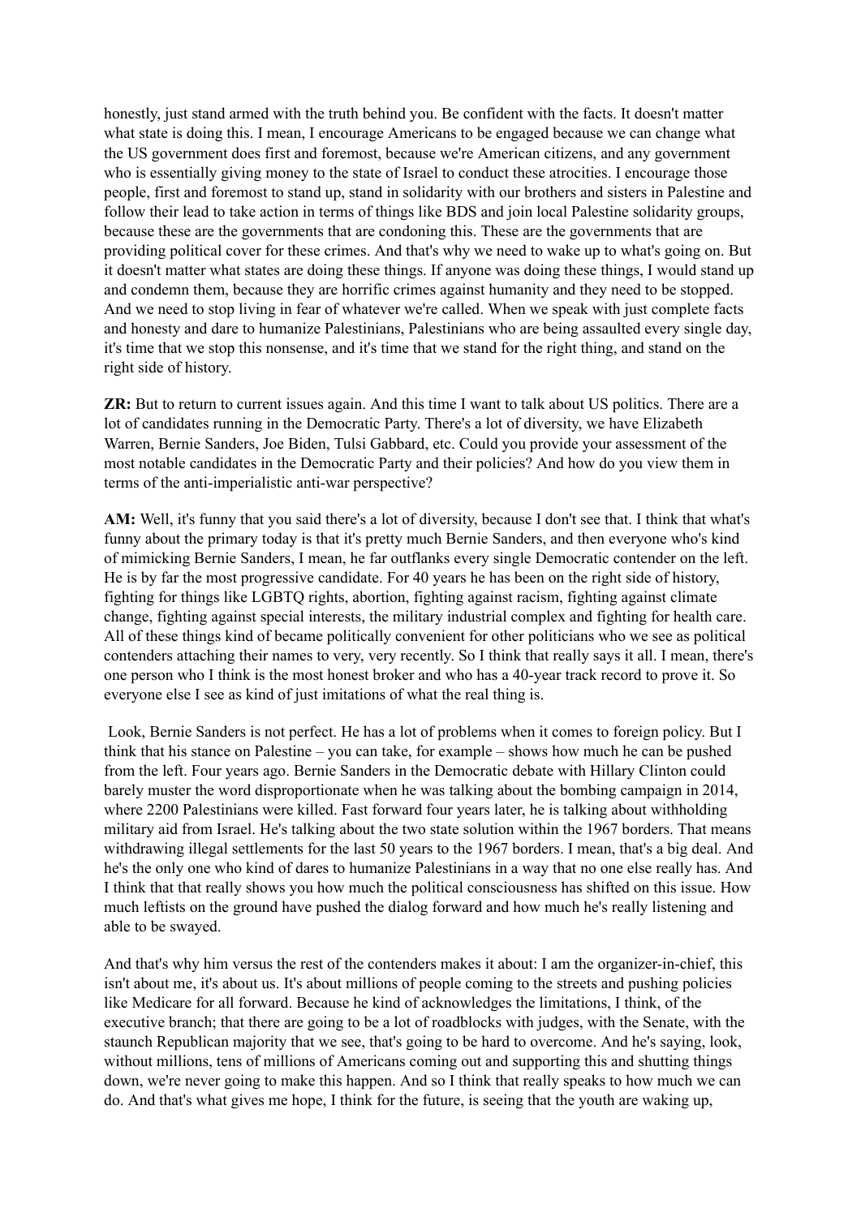honestly, just stand armed with the truth behind you. Be confident with the facts. It doesn't matter what state is doing this. I mean, I encourage Americans to be engaged because we can change what the US government does first and foremost, because we're American citizens, and any government who is essentially giving money to the state of Israel to conduct these atrocities. I encourage those people, first and foremost to stand up, stand in solidarity with our brothers and sisters in Palestine and follow their lead to take action in terms of things like BDS and join local Palestine solidarity groups, because these are the governments that are condoning this. These are the governments that are providing political cover for these crimes. And that's why we need to wake up to what's going on. But it doesn't matter what states are doing these things. If anyone was doing these things, I would stand up and condemn them, because they are horrific crimes against humanity and they need to be stopped. And we need to stop living in fear of whatever we're called. When we speak with just complete facts and honesty and dare to humanize Palestinians, Palestinians who are being assaulted every single day, it's time that we stop this nonsense, and it's time that we stand for the right thing, and stand on the right side of history.

**ZR:** But to return to current issues again. And this time I want to talk about US politics. There are a lot of candidates running in the Democratic Party. There's a lot of diversity, we have Elizabeth Warren, Bernie Sanders, Joe Biden, Tulsi Gabbard, etc. Could you provide your assessment of the most notable candidates in the Democratic Party and their policies? And how do you view them in terms of the anti-imperialistic anti-war perspective?

**AM:** Well, it's funny that you said there's a lot of diversity, because I don't see that. I think that what's funny about the primary today is that it's pretty much Bernie Sanders, and then everyone who's kind of mimicking Bernie Sanders, I mean, he far outflanks every single Democratic contender on the left. He is by far the most progressive candidate. For 40 years he has been on the right side of history, fighting for things like LGBTQ rights, abortion, fighting against racism, fighting against climate change, fighting against special interests, the military industrial complex and fighting for health care. All of these things kind of became politically convenient for other politicians who we see as political contenders attaching their names to very, very recently. So I think that really says it all. I mean, there's one person who I think is the most honest broker and who has a 40-year track record to prove it. So everyone else I see as kind of just imitations of what the real thing is.

Look, Bernie Sanders is not perfect. He has a lot of problems when it comes to foreign policy. But I think that his stance on Palestine – you can take, for example – shows how much he can be pushed from the left. Four years ago. Bernie Sanders in the Democratic debate with Hillary Clinton could barely muster the word disproportionate when he was talking about the bombing campaign in 2014, where 2200 Palestinians were killed. Fast forward four years later, he is talking about withholding military aid from Israel. He's talking about the two state solution within the 1967 borders. That means withdrawing illegal settlements for the last 50 years to the 1967 borders. I mean, that's a big deal. And he's the only one who kind of dares to humanize Palestinians in a way that no one else really has. And I think that that really shows you how much the political consciousness has shifted on this issue. How much leftists on the ground have pushed the dialog forward and how much he's really listening and able to be swayed.

And that's why him versus the rest of the contenders makes it about: I am the organizer-in-chief, this isn't about me, it's about us. It's about millions of people coming to the streets and pushing policies like Medicare for all forward. Because he kind of acknowledges the limitations, I think, of the executive branch; that there are going to be a lot of roadblocks with judges, with the Senate, with the staunch Republican majority that we see, that's going to be hard to overcome. And he's saying, look, without millions, tens of millions of Americans coming out and supporting this and shutting things down, we're never going to make this happen. And so I think that really speaks to how much we can do. And that's what gives me hope, I think for the future, is seeing that the youth are waking up,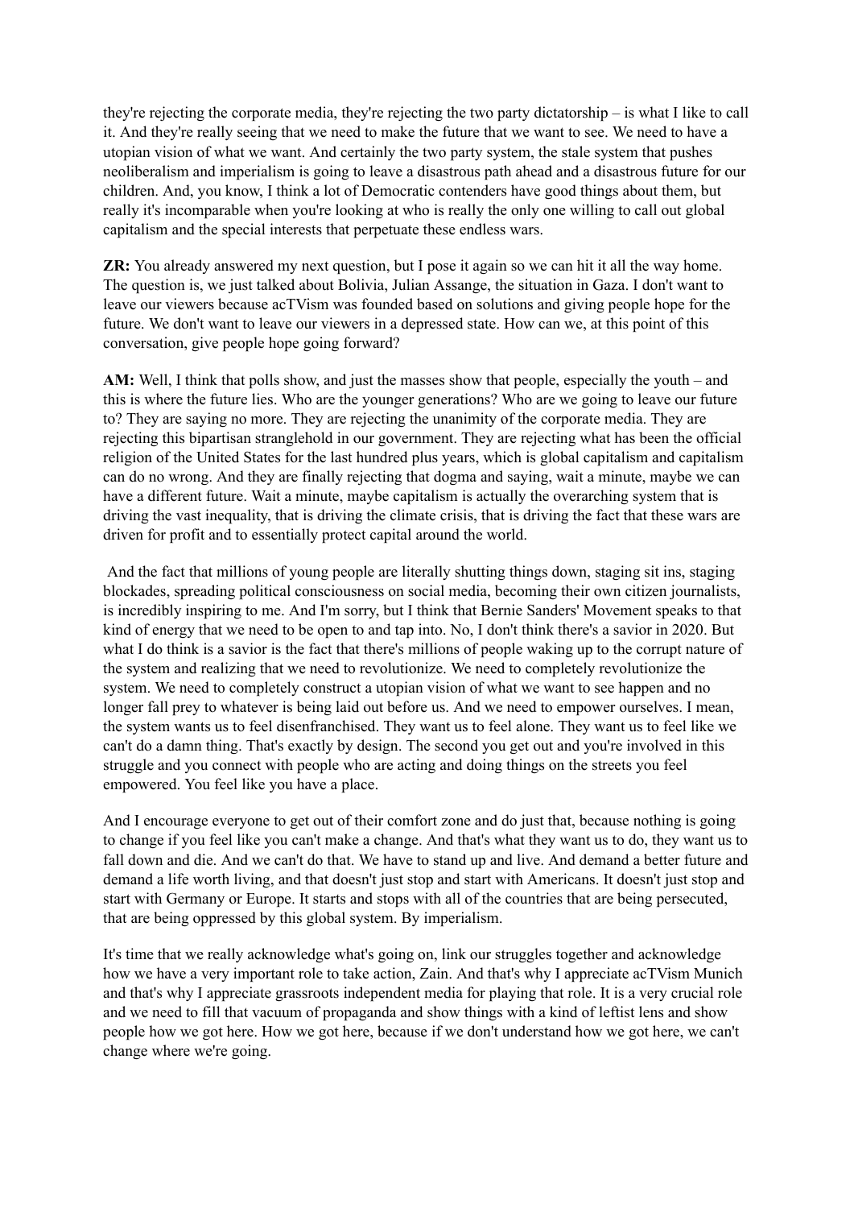they're rejecting the corporate media, they're rejecting the two party dictatorship – is what I like to call it. And they're really seeing that we need to make the future that we want to see. We need to have a utopian vision of what we want. And certainly the two party system, the stale system that pushes neoliberalism and imperialism is going to leave a disastrous path ahead and a disastrous future for our children. And, you know, I think a lot of Democratic contenders have good things about them, but really it's incomparable when you're looking at who is really the only one willing to call out global capitalism and the special interests that perpetuate these endless wars.

**ZR:** You already answered my next question, but I pose it again so we can hit it all the way home. The question is, we just talked about Bolivia, Julian Assange, the situation in Gaza. I don't want to leave our viewers because acTVism was founded based on solutions and giving people hope for the future. We don't want to leave our viewers in a depressed state. How can we, at this point of this conversation, give people hope going forward?

**AM:** Well, I think that polls show, and just the masses show that people, especially the youth – and this is where the future lies. Who are the younger generations? Who are we going to leave our future to? They are saying no more. They are rejecting the unanimity of the corporate media. They are rejecting this bipartisan stranglehold in our government. They are rejecting what has been the official religion of the United States for the last hundred plus years, which is global capitalism and capitalism can do no wrong. And they are finally rejecting that dogma and saying, wait a minute, maybe we can have a different future. Wait a minute, maybe capitalism is actually the overarching system that is driving the vast inequality, that is driving the climate crisis, that is driving the fact that these wars are driven for profit and to essentially protect capital around the world.

And the fact that millions of young people are literally shutting things down, staging sit ins, staging blockades, spreading political consciousness on social media, becoming their own citizen journalists, is incredibly inspiring to me. And I'm sorry, but I think that Bernie Sanders' Movement speaks to that kind of energy that we need to be open to and tap into. No, I don't think there's a savior in 2020. But what I do think is a savior is the fact that there's millions of people waking up to the corrupt nature of the system and realizing that we need to revolutionize. We need to completely revolutionize the system. We need to completely construct a utopian vision of what we want to see happen and no longer fall prey to whatever is being laid out before us. And we need to empower ourselves. I mean, the system wants us to feel disenfranchised. They want us to feel alone. They want us to feel like we can't do a damn thing. That's exactly by design. The second you get out and you're involved in this struggle and you connect with people who are acting and doing things on the streets you feel empowered. You feel like you have a place.

And I encourage everyone to get out of their comfort zone and do just that, because nothing is going to change if you feel like you can't make a change. And that's what they want us to do, they want us to fall down and die. And we can't do that. We have to stand up and live. And demand a better future and demand a life worth living, and that doesn't just stop and start with Americans. It doesn't just stop and start with Germany or Europe. It starts and stops with all of the countries that are being persecuted, that are being oppressed by this global system. By imperialism.

It's time that we really acknowledge what's going on, link our struggles together and acknowledge how we have a very important role to take action, Zain. And that's why I appreciate acTVism Munich and that's why I appreciate grassroots independent media for playing that role. It is a very crucial role and we need to fill that vacuum of propaganda and show things with a kind of leftist lens and show people how we got here. How we got here, because if we don't understand how we got here, we can't change where we're going.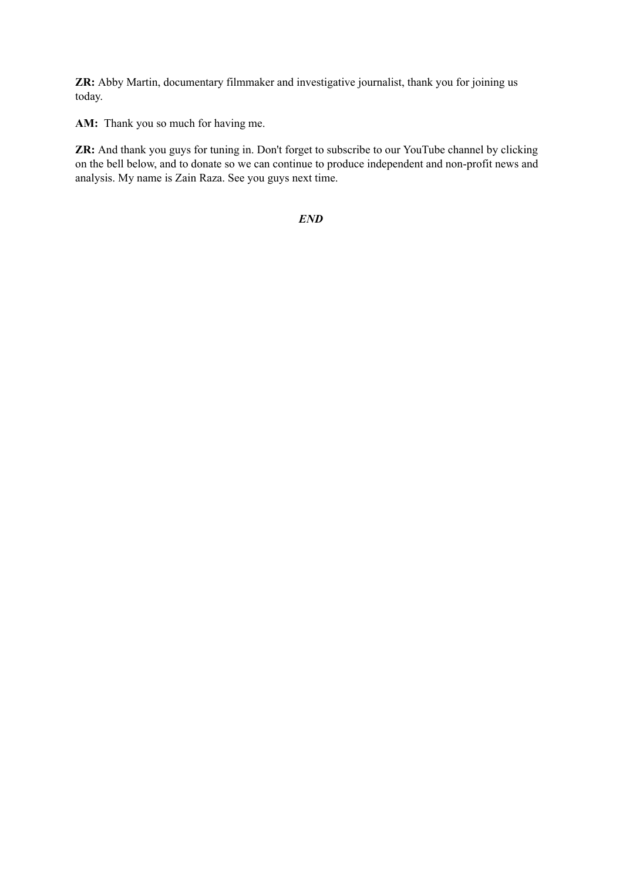**ZR:** Abby Martin, documentary filmmaker and investigative journalist, thank you for joining us today.

**AM:** Thank you so much for having me.

**ZR:** And thank you guys for tuning in. Don't forget to subscribe to our YouTube channel by clicking on the bell below, and to donate so we can continue to produce independent and non-profit news and analysis. My name is Zain Raza. See you guys next time.

***END***